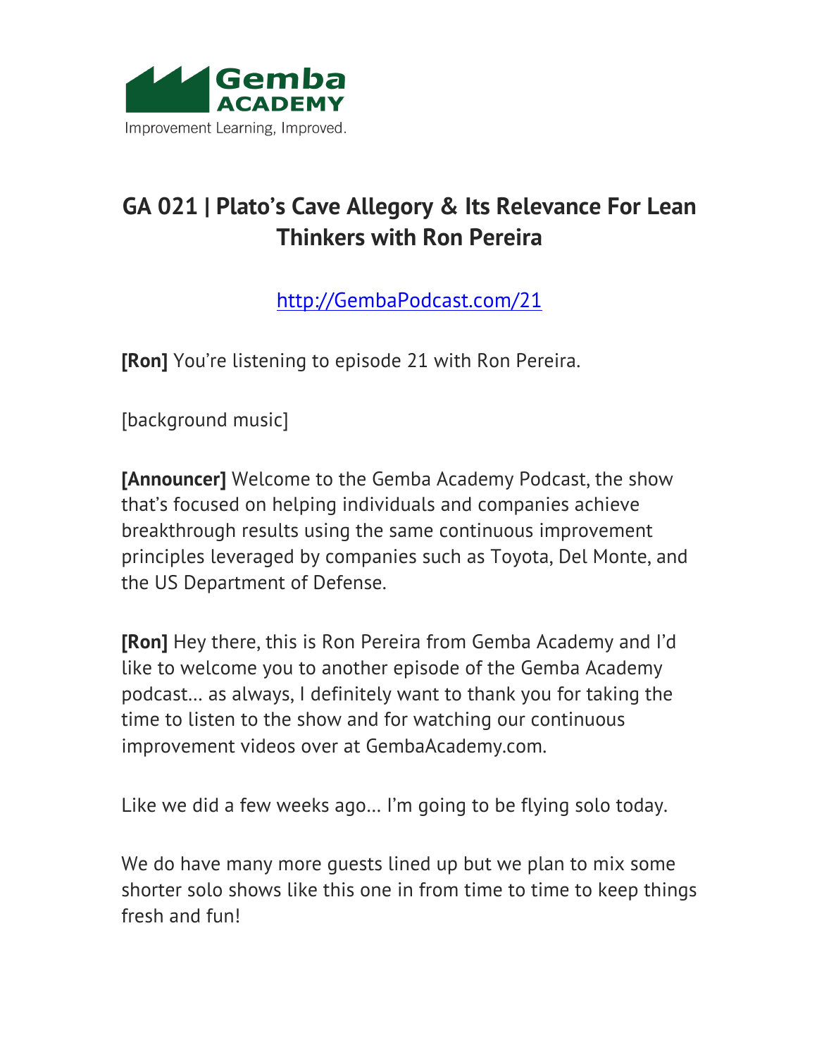# GA 021 | Plato's Cave Allegory & Its Relevance For Lean Thinkers with Ron Pereira

http://GembaPodcast.com/21

**[Ron]** You're listening to episode 21 with Ron Pereira.

[background music]

**[Announcer]** Welcome to the Gemba Academy Podcast, the show that's focused on helping individuals and companies achieve breakthrough results using the same continuous improvement principles leveraged by companies such as Toyota, Del Monte, and the US Department of Defense.

**[Ron]** Hey there, this is Ron Pereira from Gemba Academy and I'd like to welcome you to another episode of the Gemba Academy podcast... as always, I definitely want to thank you for taking the time to listen to the show and for watching our continuous improvement videos over at GembaAcademy.com.

Like we did a few weeks ago... I'm going to be flying solo today.

We do have many more guests lined up but we plan to mix some shorter solo shows like this one in from time to time to keep things fresh and fun!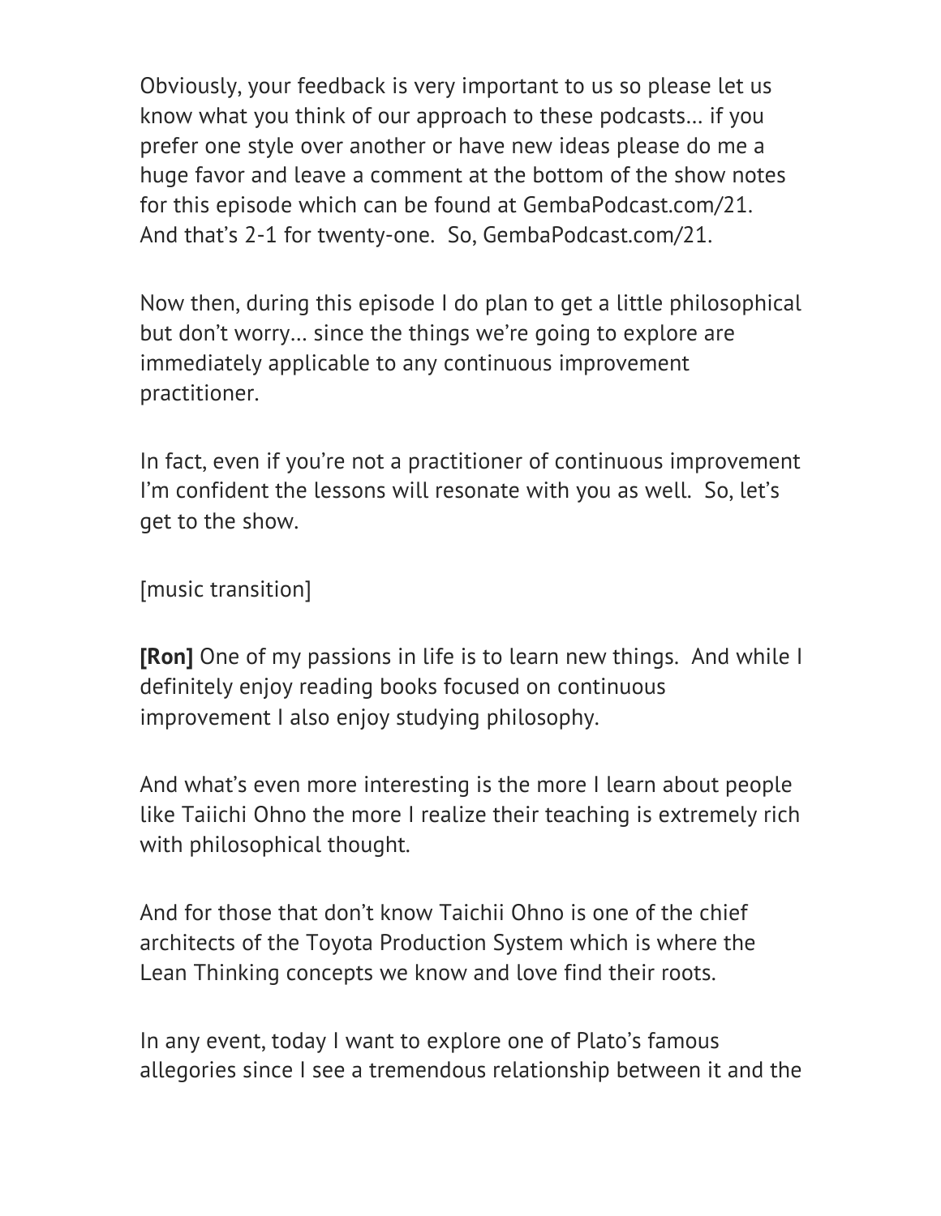Obviously, your feedback is very important to us so please let us know what you think of our approach to these podcasts… if you prefer one style over another or have new ideas please do me a huge favor and leave a comment at the bottom of the show notes for this episode which can be found at GembaPodcast.com/21. And that's 2-1 for twenty-one. So, GembaPodcast.com/21.

Now then, during this episode I do plan to get a little philosophical but don't worry… since the things we're going to explore are immediately applicable to any continuous improvement practitioner.

In fact, even if you're not a practitioner of continuous improvement I'm confident the lessons will resonate with you as well. So, let's get to the show.

[music transition]

**[Ron]** One of my passions in life is to learn new things. And while I definitely enjoy reading books focused on continuous improvement I also enjoy studying philosophy.

And what's even more interesting is the more I learn about people like Taiichi Ohno the more I realize their teaching is extremely rich with philosophical thought.

And for those that don't know Taichii Ohno is one of the chief architects of the Toyota Production System which is where the Lean Thinking concepts we know and love find their roots.

In any event, today I want to explore one of Plato's famous allegories since I see a tremendous relationship between it and the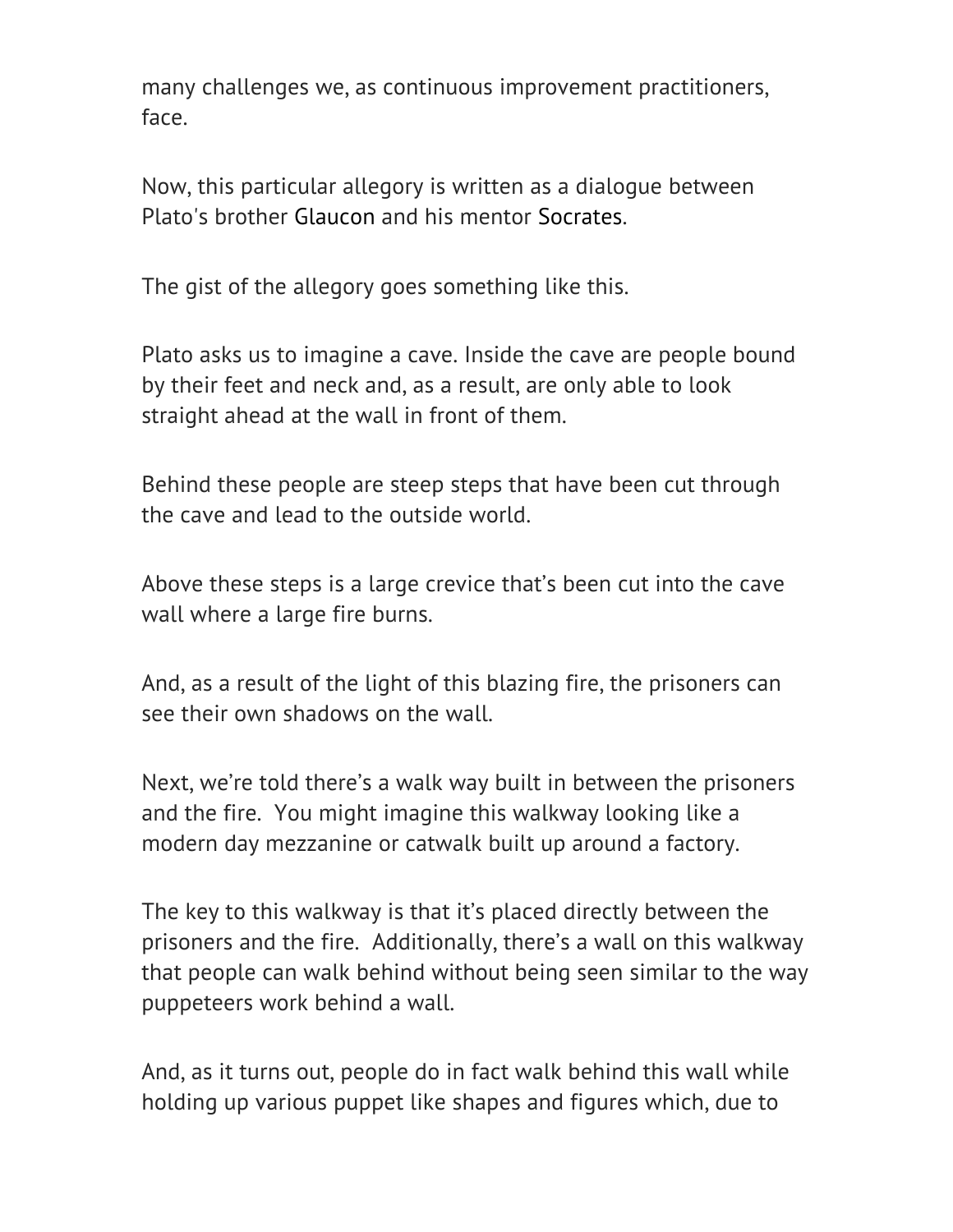many challenges we, as continuous improvement practitioners, face.

Now, this particular allegory is written as a dialogue between Plato's brother Glaucon and his mentor Socrates.

The gist of the allegory goes something like this.

Plato asks us to imagine a cave. Inside the cave are people bound by their feet and neck and, as a result, are only able to look straight ahead at the wall in front of them.

Behind these people are steep steps that have been cut through the cave and lead to the outside world.

Above these steps is a large crevice that's been cut into the cave wall where a large fire burns.

And, as a result of the light of this blazing fire, the prisoners can see their own shadows on the wall.

Next, we're told there's a walk way built in between the prisoners and the fire. You might imagine this walkway looking like a modern day mezzanine or catwalk built up around a factory.

The key to this walkway is that it's placed directly between the prisoners and the fire. Additionally, there's a wall on this walkway that people can walk behind without being seen similar to the way puppeteers work behind a wall.

And, as it turns out, people do in fact walk behind this wall while holding up various puppet like shapes and figures which, due to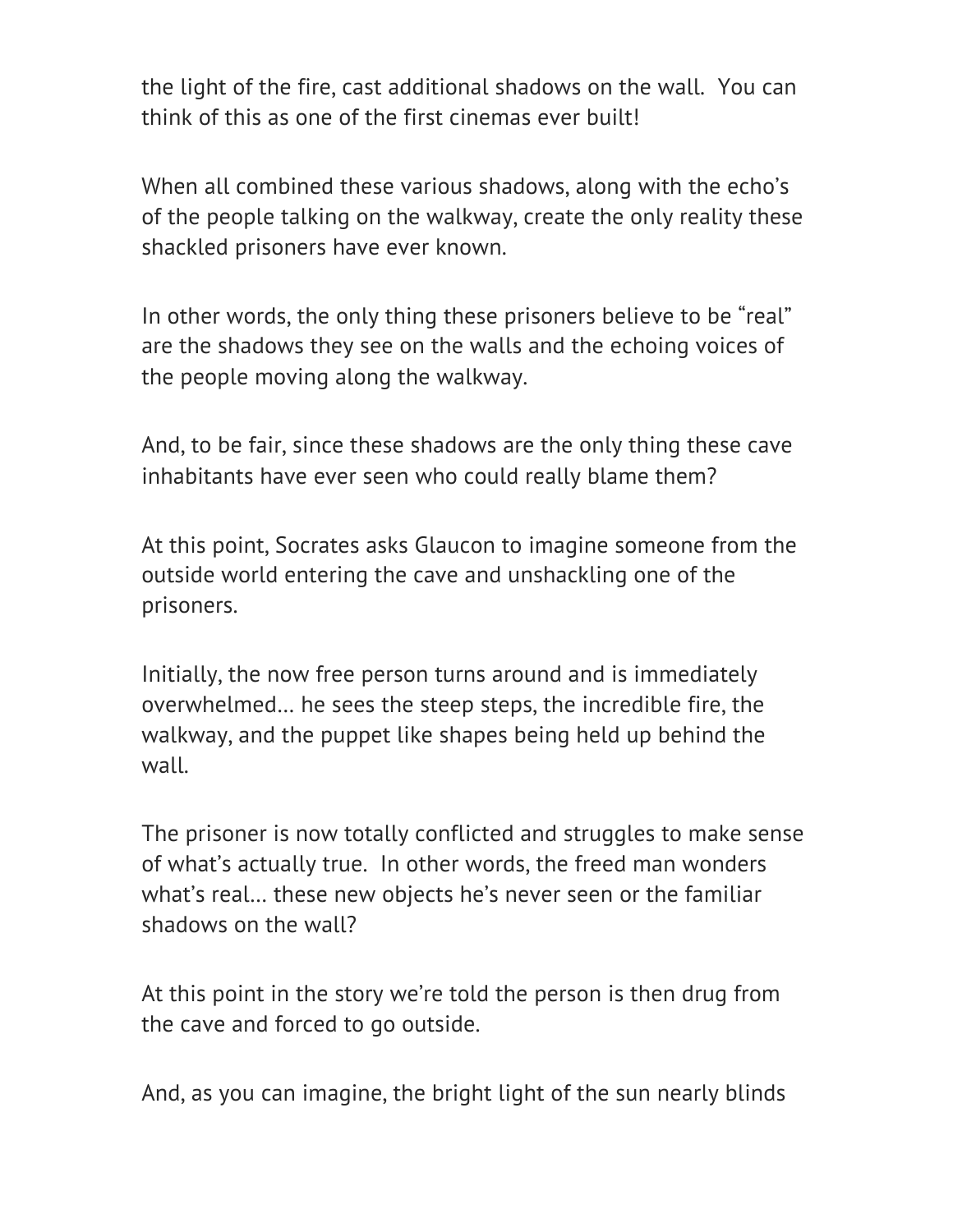the light of the fire, cast additional shadows on the wall. You can think of this as one of the first cinemas ever built!

When all combined these various shadows, along with the echo's of the people talking on the walkway, create the only reality these shackled prisoners have ever known.

In other words, the only thing these prisoners believe to be "real" are the shadows they see on the walls and the echoing voices of the people moving along the walkway.

And, to be fair, since these shadows are the only thing these cave inhabitants have ever seen who could really blame them?

At this point, Socrates asks Glaucon to imagine someone from the outside world entering the cave and unshackling one of the prisoners.

Initially, the now free person turns around and is immediately overwhelmed… he sees the steep steps, the incredible fire, the walkway, and the puppet like shapes being held up behind the wall.

The prisoner is now totally conflicted and struggles to make sense of what's actually true. In other words, the freed man wonders what's real… these new objects he's never seen or the familiar shadows on the wall?

At this point in the story we're told the person is then drug from the cave and forced to go outside.

And, as you can imagine, the bright light of the sun nearly blinds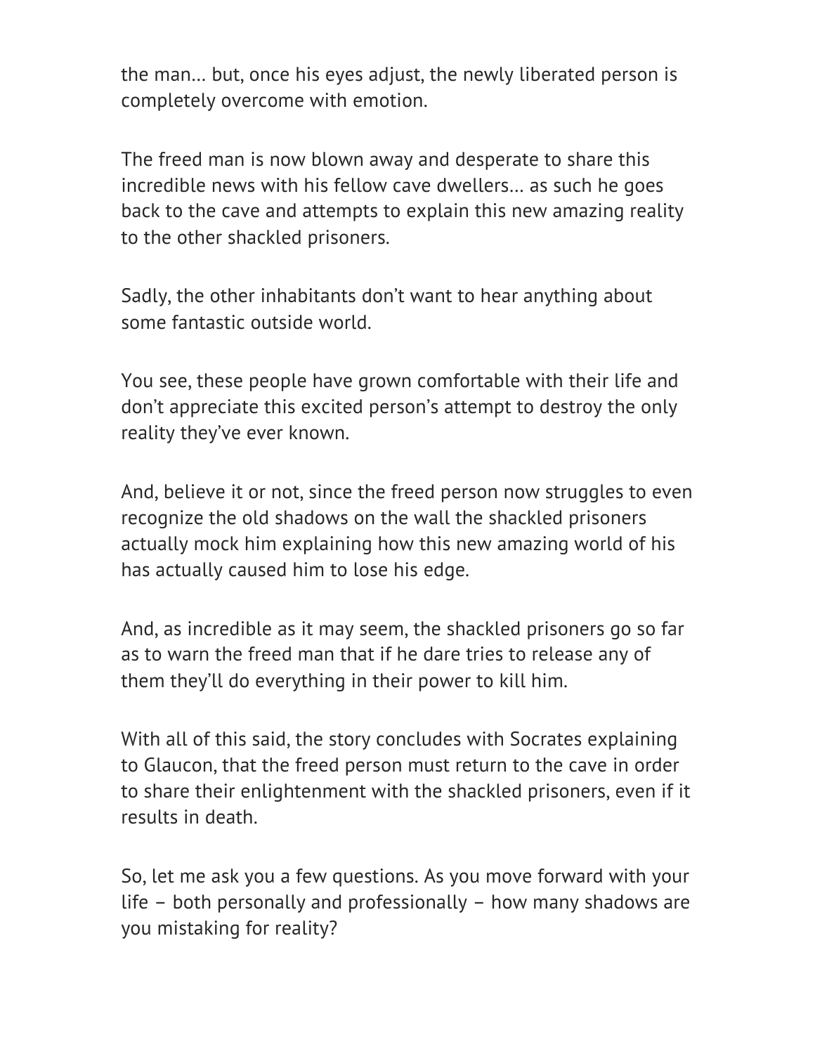the man… but, once his eyes adjust, the newly liberated person is completely overcome with emotion.

The freed man is now blown away and desperate to share this incredible news with his fellow cave dwellers… as such he goes back to the cave and attempts to explain this new amazing reality to the other shackled prisoners.

Sadly, the other inhabitants don't want to hear anything about some fantastic outside world.

You see, these people have grown comfortable with their life and don't appreciate this excited person's attempt to destroy the only reality they've ever known.

And, believe it or not, since the freed person now struggles to even recognize the old shadows on the wall the shackled prisoners actually mock him explaining how this new amazing world of his has actually caused him to lose his edge.

And, as incredible as it may seem, the shackled prisoners go so far as to warn the freed man that if he dare tries to release any of them they'll do everything in their power to kill him.

With all of this said, the story concludes with Socrates explaining to Glaucon, that the freed person must return to the cave in order to share their enlightenment with the shackled prisoners, even if it results in death.

So, let me ask you a few questions. As you move forward with your life – both personally and professionally – how many shadows are you mistaking for reality?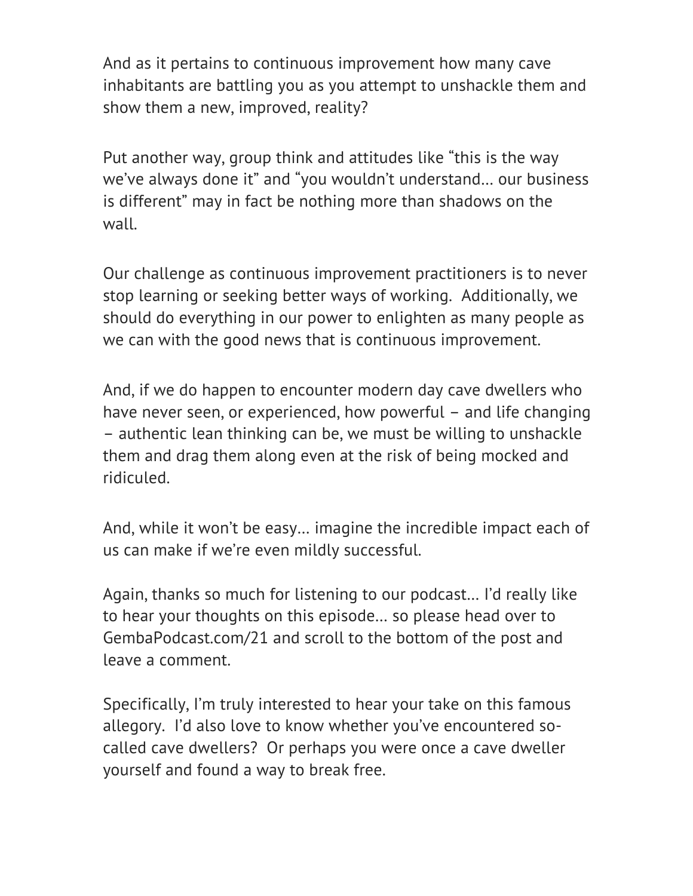And as it pertains to continuous improvement how many cave inhabitants are battling you as you attempt to unshackle them and show them a new, improved, reality?

Put another way, group think and attitudes like "this is the way we've always done it" and "you wouldn't understand… our business is different" may in fact be nothing more than shadows on the wall.

Our challenge as continuous improvement practitioners is to never stop learning or seeking better ways of working. Additionally, we should do everything in our power to enlighten as many people as we can with the good news that is continuous improvement.

And, if we do happen to encounter modern day cave dwellers who have never seen, or experienced, how powerful – and life changing – authentic lean thinking can be, we must be willing to unshackle them and drag them along even at the risk of being mocked and ridiculed.

And, while it won't be easy… imagine the incredible impact each of us can make if we're even mildly successful.

Again, thanks so much for listening to our podcast… I'd really like to hear your thoughts on this episode… so please head over to GembaPodcast.com/21 and scroll to the bottom of the post and leave a comment.

Specifically, I'm truly interested to hear your take on this famous allegory. I'd also love to know whether you've encountered so-called cave dwellers? Or perhaps you were once a cave dweller yourself and found a way to break free.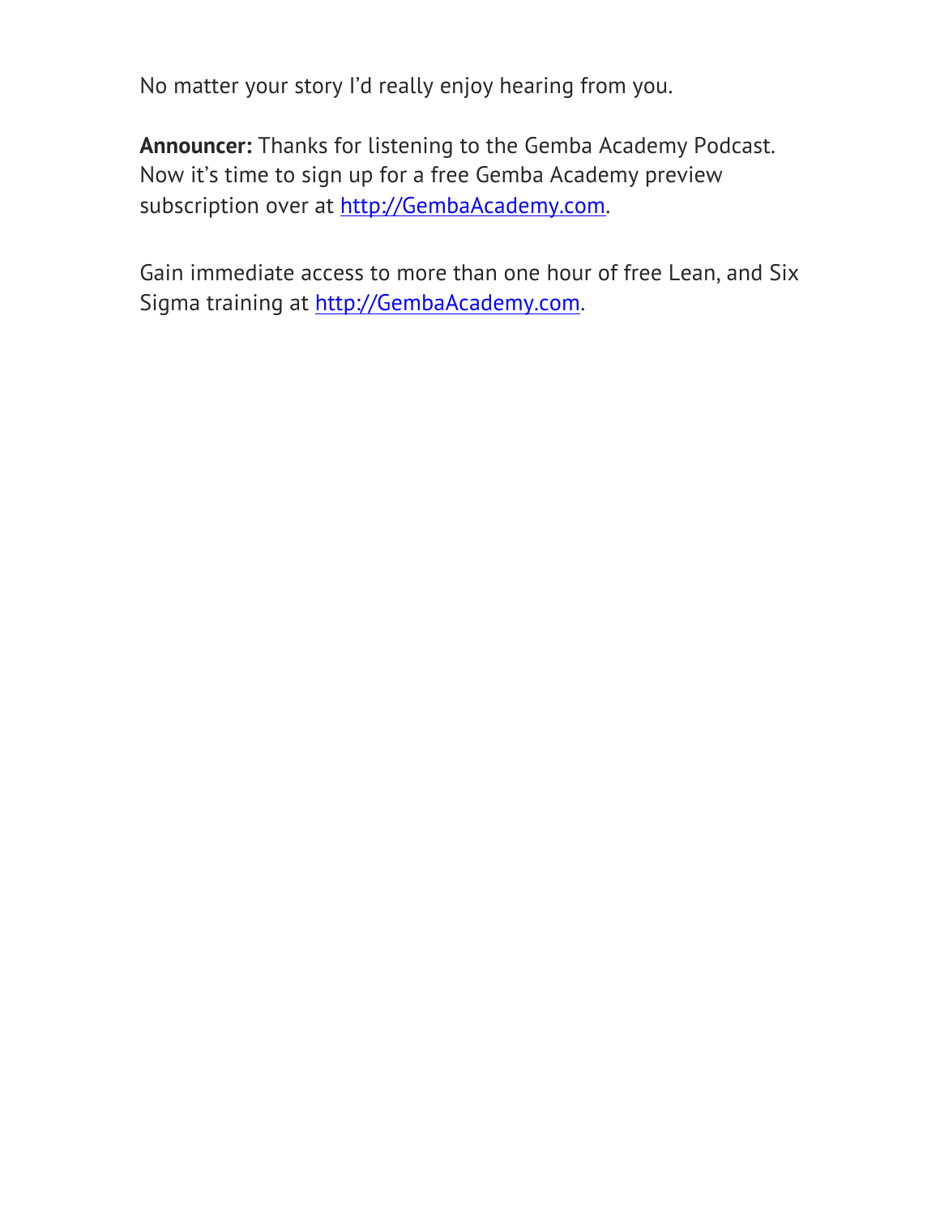No matter your story I'd really enjoy hearing from you.

**Announcer:** Thanks for listening to the Gemba Academy Podcast. Now it's time to sign up for a free Gemba Academy preview subscription over at [http://GembaAcademy.com](http://GembaAcademy.com).

Gain immediate access to more than one hour of free Lean, and Six Sigma training at [http://GembaAcademy.com](http://GembaAcademy.com).